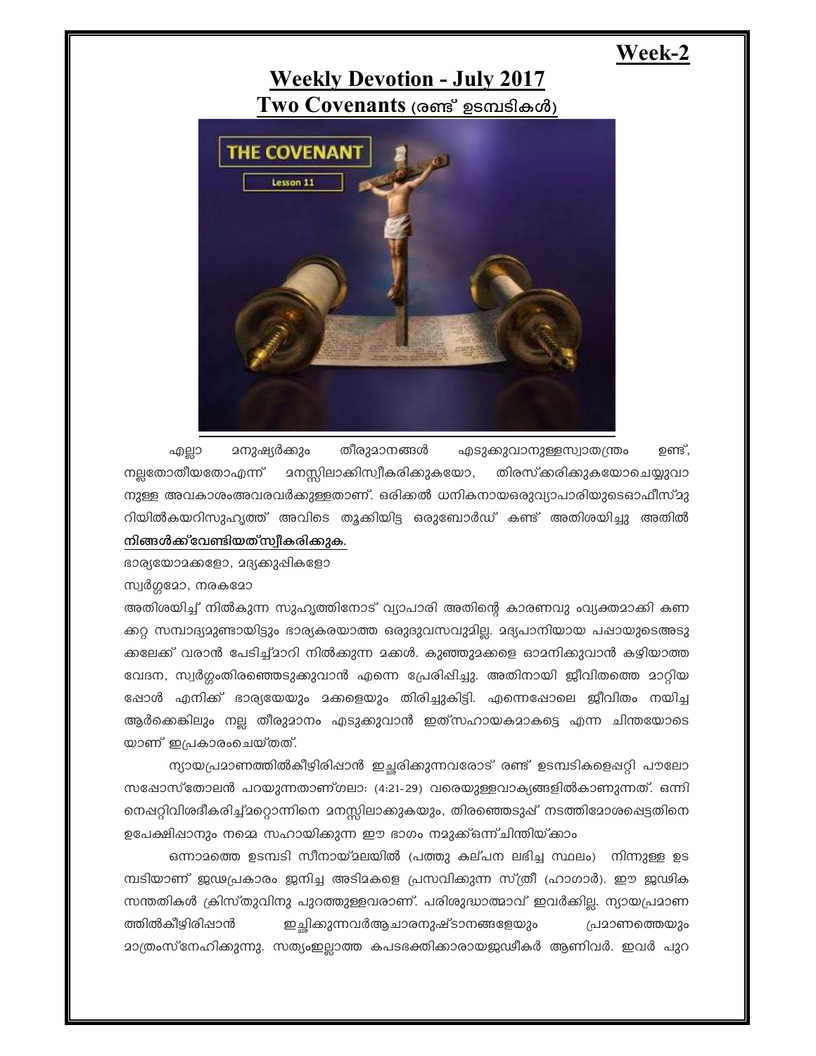**Week-2**

# Weekly Devotion - July 2017

## Two Covenants (രണ്ട് ഉടമ്പടികൾ)

എല്ലാ മനുഷ്യർക്കും തീരുമാനങ്ങൾ എടുക്കുവാനുള്ളസ്വാതന്ത്രം ഉണ്ട്, നല്ലതോതീയതോഎന്ന് മനസ്സിലാക്കിസ്വീകരിക്കുകയോ, തിരസ്ക്കരിക്കുകയോചെയ്യുവാനുള്ള അവകാശംഅവരവർക്കുള്ളതാണ്. ഒരിക്കൽ ധനികനായഒരുവ്യാപാരിയുടെഓഫീസ്മുറിയിൽകയറിസുഹൃത്ത് അവിടെ തൂക്കിയിട്ട ഒരുബോർഡ് കണ്ട് അതിശയിച്ചു അതിൽ **നിങ്ങൾക്ക്വേണ്ടിയത്സ്വീകരിക്കുക.**

ഭാര്യയോമക്കളോ, മദ്യക്കുപ്പികളോ

സ്വർഗ്ഗമോ, നരകമോ

അതിശയിച്ച് നിൽകുന്ന സുഹൃത്തിനോട് വ്യാപാരി അതിന്റെ കാരണവു ംവ്യക്തമാക്കി കണക്കറ്റ സമ്പാദ്യമുണ്ടായിട്ടും ഭാര്യകരയാത്ത ഒരുദിവസവുമില്ല. മദ്യപാനിയായ പപ്പായുടെഅടുക്കലേക്ക് വരാൻ പേടിച്ച്മാറി നിൽക്കുന്ന മക്കൾ. കുഞ്ഞുമക്കളെ ഓമനിക്കുവാൻ കഴിയാത്ത വേദന, സ്വർഗ്ഗംതിരഞ്ഞെടുക്കുവാൻ എന്നെ പ്രേരിപ്പിച്ചു. അതിനായി ജീവിതത്തെ മാറ്റിയപ്പോൾ എനിക്ക് ഭാര്യയേയും മക്കളെയും തിരിച്ചുകിട്ടി. എന്നെപ്പോലെ ജീവിതം നയിച്ച ആർക്കെങ്കിലും നല്ല തീരുമാനം എടുക്കുവാൻ ഇത്സഹായകമാകട്ടെ എന്ന ചിന്തയോടെയാണ് ഇപ്രകാരംചെയ്തത്.

ന്യായപ്രമാണത്തിൽകീഴിരിപ്പാൻ ഇച്ഛരിക്കുന്നവരോട് രണ്ട് ഉടമ്പടികളെപ്പറ്റി പൗലോസപ്പോസ്തോലൻ പറയുന്നതാണ്ഗലാ: (4:21-29) വരെയുള്ളവാക്യങ്ങളിൽകാണുന്നത്. ഒന്നിനെപ്പറ്റിവിശദീകരിച്ച്മറ്റൊന്നിനെ മനസ്സിലാക്കുകയും, തിരഞ്ഞെടുപ്പ് നടത്തിമോശപ്പെട്ടതിനെ ഉപേക്ഷിപ്പാനും നമ്മെ സഹായിക്കുന്ന ഈ ഭാഗം നമുക്ക്ഒന്ന്ചിന്തിയ്ക്കാം

ഒന്നാമത്തെ ഉടമ്പടി സീനായ്മലയിൽ (പത്തു കല്പന ലഭിച്ച സ്ഥലം) നിന്നുള്ള ഉടമ്പടിയാണ് ജഡപ്രകാരം ജനിച്ച അടിമകളെ പ്രസവിക്കുന്ന സ്ത്രീ (ഹാഗാർ). ഈ ജഡിക സന്തതികൾ ക്രിസ്തുവിനു പുറത്തുള്ളവരാണ്. പരിശുദ്ധാത്മാവ് ഇവർക്കില്ല. ന്യായപ്രമാണത്തിൽകീഴിരിപ്പാൻ ഇച്ഛിക്കുന്നവർആചാരനുഷ്ടാനങ്ങളേയും പ്രമാണത്തെയും മാത്രംസ്നേഹിക്കുന്നു. സത്യംഇല്ലാത്ത കപടഭക്തിക്കാരായജഡീകർ ആണിവർ. ഇവർ പുറ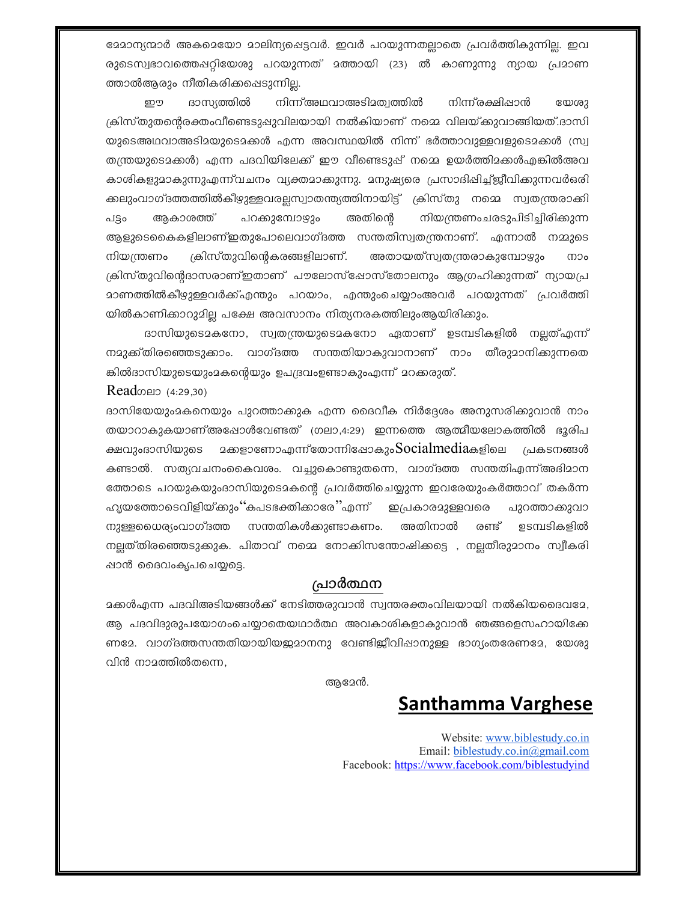മോന്യന്മാർ അകമെയോ മാലിന്യപ്പെട്ടവർ. ഇവർ പറയുന്നതല്ലാതെ പ്രവർത്തികുന്നില്ല. ഇവരുടെസ്വഭാവത്തെപ്പറ്റിയേശു പറയുന്നത് മത്തായി (23) ൽ കാണുന്നു ന്യായ പ്രമാണത്താൽആരും നീതികരിക്കപ്പെടുന്നില്ല.

ഈ ദാസ്യത്തിൽ നിന്ന്അഥവാഅടിമത്വത്തിൽ നിന്ന്രക്ഷിപ്പാൻ യേശു ക്രിസ്തുതന്റെരക്തംവീണ്ടെടുപ്പുവിലയായി നൽകിയാണ് നമ്മെ വിലയ്ക്കുവാങ്ങിയത്.ദാസിയുടെഅഥവാഅടിമയുടെമക്കൾ എന്ന അവസ്ഥയിൽ നിന്ന് ഭർത്താവുള്ളവളുടെമക്കൾ (സ്വതന്ത്രയുടെമക്കൾ) എന്ന പദവിയിലേക്ക് ഈ വീണ്ടെടുപ്പ് നമ്മെ ഉയർത്തിമക്കൾഎങ്കിൽഅവകാശികളുമാകുന്നുഎന്ന്വചനം വ്യക്തമാക്കുന്നു. മനുഷ്യരെ പ്രസാദിപ്പിച്ച്ജീവിക്കുന്നവർഒരിക്കലുംവാഗ്ദത്തത്തിൽകീഴുള്ളവരല്ലസ്വാതന്ത്ര്യത്തിനായിട്ട് ക്രിസ്തു നമ്മെ സ്വതന്ത്രരാക്കി പട്ടം ആകാശത്ത് പറക്കുമ്പോഴും അതിന്റെ നിയന്ത്രണംചരടുപിടിച്ചിരിക്കുന്ന ആളുടെകൈകളിലാണ്ഇതുപോലെവാഗ്ദത്ത സന്തതിസ്വതന്ത്രനാണ്. എന്നാൽ നമ്മുടെ നിയന്ത്രണം ക്രിസ്തുവിന്റെകരങ്ങളിലാണ്. അതായത്സ്വതന്ത്രരാകുമ്പോഴും നാം ക്രിസ്തുവിന്റെദാസരാണ്ഇതാണ് പൗലോസ്ശ്ലോസ്തോലനും ആഗ്രഹിക്കുന്നത് ന്യായപ്രമാണത്തിൽകീഴുള്ളവർക്ക്എന്തും പറയാം, എന്തുംചെയ്യാംഅവർ പറയുന്നത് പ്രവർത്തിയിൽകാണിക്കാറുമില്ല പക്ഷേ അവസാനം നിത്യനരകത്തിലുംആയിരിക്കും.

ദാസിയുടെമകനോ, സ്വതന്ത്രയുടെമകനോ ഏതാണ് ഉടമ്പടികളിൽ നല്ലത്എന്ന് നമുക്ക്തിരഞ്ഞെടുക്കാം. വാഗ്ദത്ത സന്തതിയാകുവാനാണ് നാം തീരുമാനിക്കുന്നതെങ്കിൽദാസിയുടെയുംമകന്റെയും ഉപദ്രവംഉണ്ടാകുംഎന്ന് മറക്കരുത്.

Readഗലാ (4:29,30)

ദാസിയേയുംമകനെയും പുറത്താക്കുക എന്ന ദൈവീക നിർദ്ദേശം അനുസരിക്കുവാൻ നാം തയാറാകുകയാണ്അപ്പോൾവേണ്ടത് (ഗലാ,4:29) ഇന്നത്തെ ആത്മീയലോകത്തിൽ ഭൂരിപക്ഷവുംദാസിയുടെ മക്കളാണോഎന്ന്തോന്നിപ്പോകുംSocialmediaകളിലെ പ്രകടനങ്ങൾ കണ്ടാൽ. സത്യവചനംകൈവശം. വച്ചുകൊണ്ടുതന്നെ, വാഗ്ദത്ത സന്തതിഎന്ന്അഭിമാനത്തോടെ പറയുകയുംദാസിയുടെമകന്റെ പ്രവർത്തിചെയ്യുന്ന ഇവരേയുംകർത്താവ് തകർന്നഹൃദയത്തോടെവിളിയ്ക്കും"കപടഭക്തിക്കാരേ"എന്ന് ഇപ്രകാരമുള്ളവരെ പുറത്താക്കുവാനുള്ളധൈര്യംവാഗ്ദത്ത സന്തതികൾക്കുണ്ടാകണം. അതിനാൽ രണ്ട് ഉടമ്പടികളിൽ നല്ലത്തിരഞ്ഞെടുക്കുക. പിതാവ് നമ്മെ നോക്കിസന്തോഷിക്കട്ടെ , നല്ലതീരുമാനം സ്വീകരിപ്പാൻ ദൈവംകൃപചെയ്യട്ടെ.

## പ്രാർത്ഥന

മക്കൾഎന്ന പദവിഅടിയങ്ങൾക്ക് നേടിത്തരുവാൻ സ്വന്തരക്തംവിലയായി നൽകിയദൈവമേ, ആ പദവിദുരുപയോഗംചെയ്യാതെയഥാർത്ഥ അവകാശികളാകുവാൻ ഞങ്ങളെസഹായിക്കേണമേ. വാഗ്ദത്തസന്തതിയായിയജമാനനു വേണ്ടിജീവിപ്പാനുള്ള ഭാഗ്യംതരേണമേ, യേശുവിൻ നാമത്തിൽതന്നെ,

ആമേൻ.

**Santhamma Varghese**

Website: www.biblestudy.co.in
Email: biblestudy.co.in@gmail.com
Facebook: https://www.facebook.com/biblestudyind